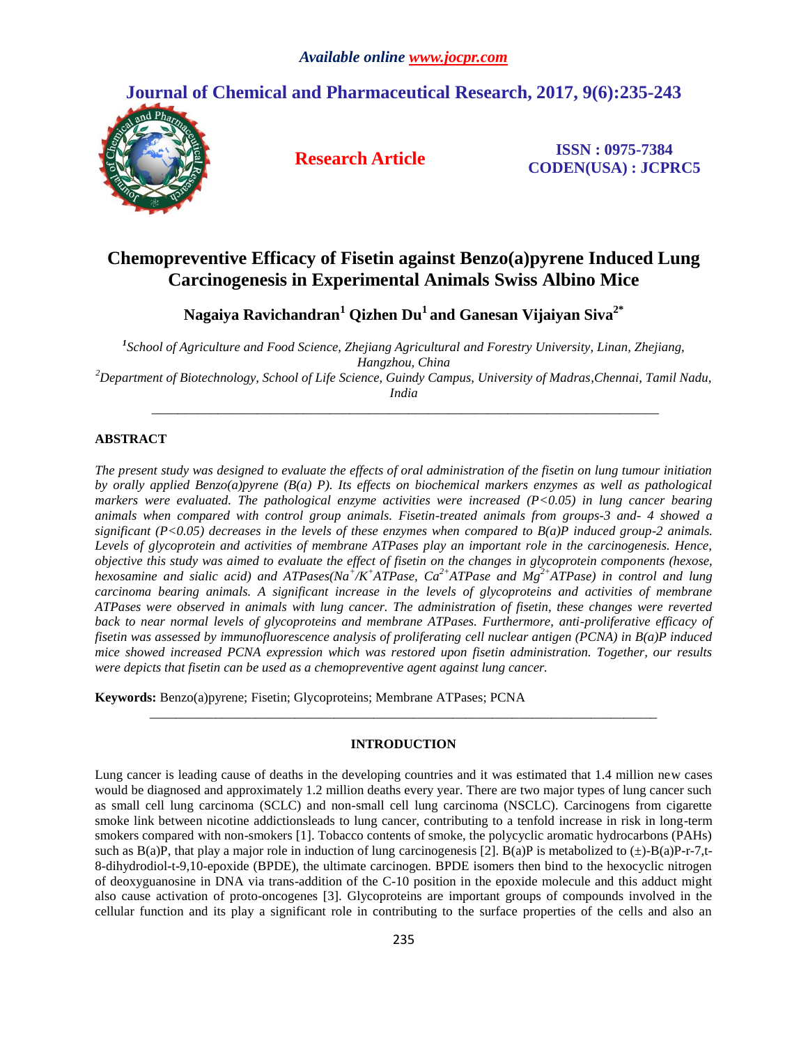*Available online www.jocpr.com*

# Journal of Chemical and Pharmaceutical Research, 2017, 9(6):235-243

**Research Article**

**ISSN : 0975-7384**
**CODEN(USA) : JCPRC5**

# Chemopreventive Efficacy of Fisetin against Benzo(a)pyrene Induced Lung Carcinogenesis in Experimental Animals Swiss Albino Mice

**Nagaiya Ravichandran[1] Qizhen Du[1] and Ganesan Vijaiyan Siva[2*]**

*[1]School of Agriculture and Food Science, Zhejiang Agricultural and Forestry University, Linan, Zhejiang, Hangzhou, China*

*[2]Department of Biotechnology, School of Life Science, Guindy Campus, University of Madras,Chennai, Tamil Nadu, India*

---

## ABSTRACT

*The present study was designed to evaluate the effects of oral administration of the fisetin on lung tumour initiation by orally applied Benzo(a)pyrene (B(a) P). Its effects on biochemical markers enzymes as well as pathological markers were evaluated. The pathological enzyme activities were increased ($P<0.05$) in lung cancer bearing animals when compared with control group animals. Fisetin-treated animals from groups-3 and- 4 showed a significant ($P<0.05$) decreases in the levels of these enzymes when compared to B(a)P induced group-2 animals. Levels of glycoprotein and activities of membrane ATPases play an important role in the carcinogenesis. Hence, objective this study was aimed to evaluate the effect of fisetin on the changes in glycoprotein components (hexose, hexosamine and sialic acid) and ATPases($Na^{+}/K^{+}$ATPase, $Ca^{2+}$ATPase and $Mg^{2+}$ATPase) in control and lung carcinoma bearing animals. A significant increase in the levels of glycoproteins and activities of membrane ATPases were observed in animals with lung cancer. The administration of fisetin, these changes were reverted back to near normal levels of glycoproteins and membrane ATPases. Furthermore, anti-proliferative efficacy of fisetin was assessed by immunofluorescence analysis of proliferating cell nuclear antigen (PCNA) in B(a)P induced mice showed increased PCNA expression which was restored upon fisetin administration. Together, our results were depicts that fisetin can be used as a chemopreventive agent against lung cancer.*

**Keywords:** Benzo(a)pyrene; Fisetin; Glycoproteins; Membrane ATPases; PCNA

---

## INTRODUCTION

Lung cancer is leading cause of deaths in the developing countries and it was estimated that 1.4 million new cases would be diagnosed and approximately 1.2 million deaths every year. There are two major types of lung cancer such as small cell lung carcinoma (SCLC) and non-small cell lung carcinoma (NSCLC). Carcinogens from cigarette smoke link between nicotine addictionsleads to lung cancer, contributing to a tenfold increase in risk in long-term smokers compared with non-smokers [1]. Tobacco contents of smoke, the polycyclic aromatic hydrocarbons (PAHs) such as B(a)P, that play a major role in induction of lung carcinogenesis [2]. B(a)P is metabolized to (±)-B(a)P-r-7,t-8-dihydrodiol-t-9,10-epoxide (BPDE), the ultimate carcinogen. BPDE isomers then bind to the hexocyclic nitrogen of deoxyguanosine in DNA via trans-addition of the C-10 position in the epoxide molecule and this adduct might also cause activation of proto-oncogenes [3]. Glycoproteins are important groups of compounds involved in the cellular function and its play a significant role in contributing to the surface properties of the cells and also an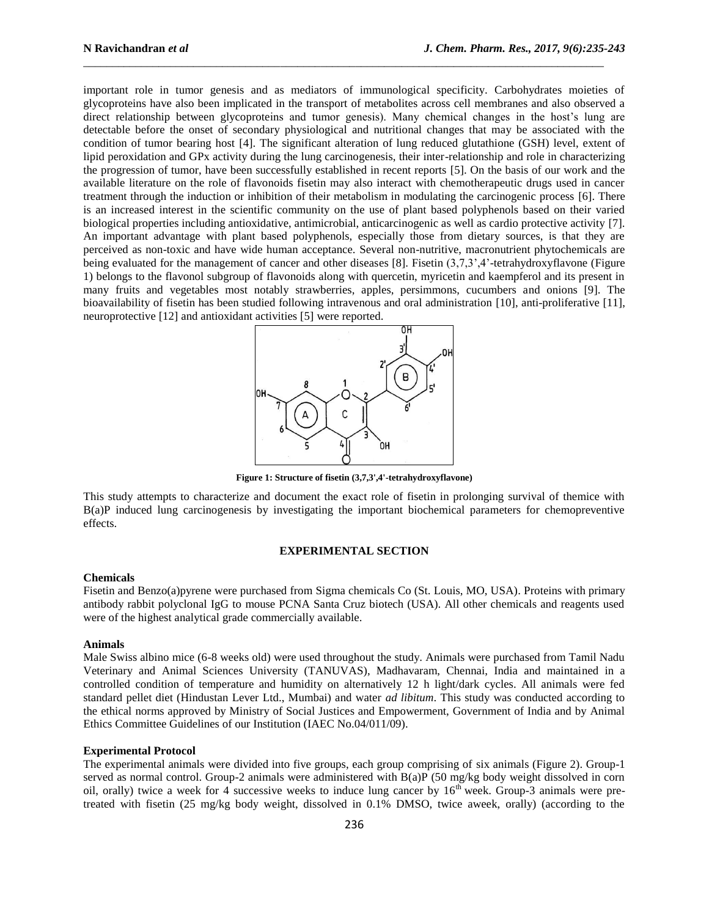important role in tumor genesis and as mediators of immunological specificity. Carbohydrates moieties of glycoproteins have also been implicated in the transport of metabolites across cell membranes and also observed a direct relationship between glycoproteins and tumor genesis). Many chemical changes in the host's lung are detectable before the onset of secondary physiological and nutritional changes that may be associated with the condition of tumor bearing host [4]. The significant alteration of lung reduced glutathione (GSH) level, extent of lipid peroxidation and GPx activity during the lung carcinogenesis, their inter-relationship and role in characterizing the progression of tumor, have been successfully established in recent reports [5]. On the basis of our work and the available literature on the role of flavonoids fisetin may also interact with chemotherapeutic drugs used in cancer treatment through the induction or inhibition of their metabolism in modulating the carcinogenic process [6]. There is an increased interest in the scientific community on the use of plant based polyphenols based on their varied biological properties including antioxidative, antimicrobial, anticarcinogenic as well as cardio protective activity [7]. An important advantage with plant based polyphenols, especially those from dietary sources, is that they are perceived as non-toxic and have wide human acceptance. Several non-nutritive, macronutrient phytochemicals are being evaluated for the management of cancer and other diseases [8]. Fisetin (3,7,3',4'-tetrahydroxyflavone (Figure 1) belongs to the flavonol subgroup of flavonoids along with quercetin, myricetin and kaempferol and its present in many fruits and vegetables most notably strawberries, apples, persimmons, cucumbers and onions [9]. The bioavailability of fisetin has been studied following intravenous and oral administration [10], anti-proliferative [11], neuroprotective [12] and antioxidant activities [5] were reported.

**Figure 1: Structure of fisetin (3,7,3',4'-tetrahydroxyflavone)**

This study attempts to characterize and document the exact role of fisetin in prolonging survival of themice with B(a)P induced lung carcinogenesis by investigating the important biochemical parameters for chemopreventive effects.

## EXPERIMENTAL SECTION

### Chemicals

Fisetin and Benzo(a)pyrene were purchased from Sigma chemicals Co (St. Louis, MO, USA). Proteins with primary antibody rabbit polyclonal IgG to mouse PCNA Santa Cruz biotech (USA). All other chemicals and reagents used were of the highest analytical grade commercially available.

### Animals

Male Swiss albino mice (6-8 weeks old) were used throughout the study. Animals were purchased from Tamil Nadu Veterinary and Animal Sciences University (TANUVAS), Madhavaram, Chennai, India and maintained in a controlled condition of temperature and humidity on alternatively 12 h light/dark cycles. All animals were fed standard pellet diet (Hindustan Lever Ltd., Mumbai) and water *ad libitum*. This study was conducted according to the ethical norms approved by Ministry of Social Justices and Empowerment, Government of India and by Animal Ethics Committee Guidelines of our Institution (IAEC No.04/011/09).

### Experimental Protocol

The experimental animals were divided into five groups, each group comprising of six animals (Figure 2). Group-1 served as normal control. Group-2 animals were administered with B(a)P (50 mg/kg body weight dissolved in corn oil, orally) twice a week for 4 successive weeks to induce lung cancer by 16$^{th}$ week. Group-3 animals were pre-treated with fisetin (25 mg/kg body weight, dissolved in 0.1% DMSO, twice aweek, orally) (according to the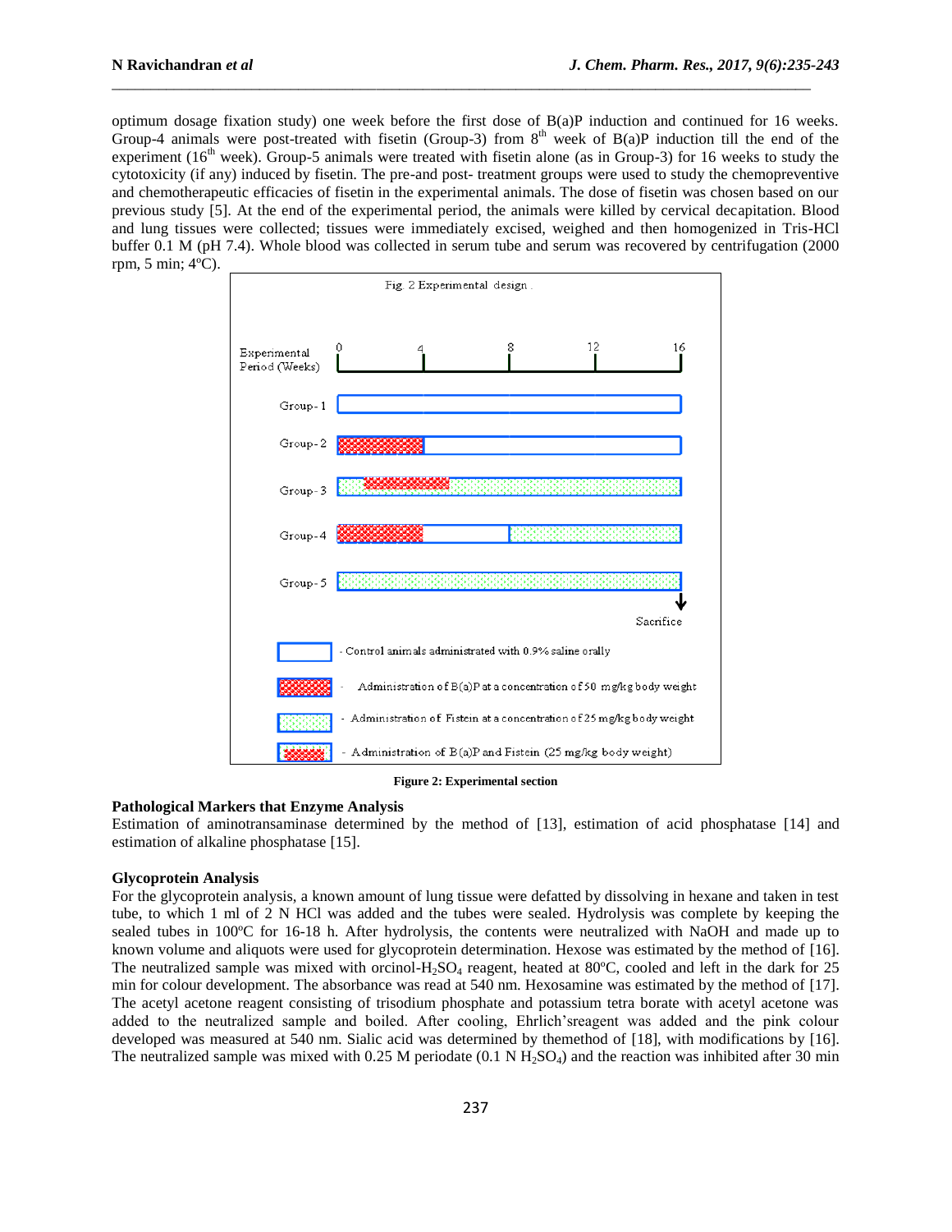optimum dosage fixation study) one week before the first dose of B(a)P induction and continued for 16 weeks. Group-4 animals were post-treated with fisetin (Group-3) from 8th week of B(a)P induction till the end of the experiment (16th week). Group-5 animals were treated with fisetin alone (as in Group-3) for 16 weeks to study the cytotoxicity (if any) induced by fisetin. The pre-and post- treatment groups were used to study the chemopreventive and chemotherapeutic efficacies of fisetin in the experimental animals. The dose of fisetin was chosen based on our previous study [5]. At the end of the experimental period, the animals were killed by cervical decapitation. Blood and lung tissues were collected; tissues were immediately excised, weighed and then homogenized in Tris-HCl buffer 0.1 M (pH 7.4). Whole blood was collected in serum tube and serum was recovered by centrifugation (2000 rpm, 5 min; 4ºC).

Fig. 2 Experimental design

Experimental Period (Weeks): 0, 4, 8, 12, 16

Group-1, Group-2, Group-3, Group-4, Group-5 — Sacrifice

- Control animals administrated with 0.9% saline orally
- Administration of B(a)P at a concentration of 50 mg/kg body weight
- Administration of Fistein at a concentration of 25 mg/kg body weight
- Administration of B(a)P and Fistein (25 mg/kg body weight)

**Figure 2: Experimental section**

### Pathological Markers that Enzyme Analysis

Estimation of aminotransaminase determined by the method of [13], estimation of acid phosphatase [14] and estimation of alkaline phosphatase [15].

### Glycoprotein Analysis

For the glycoprotein analysis, a known amount of lung tissue were defatted by dissolving in hexane and taken in test tube, to which 1 ml of 2 N HCl was added and the tubes were sealed. Hydrolysis was complete by keeping the sealed tubes in 100ºC for 16-18 h. After hydrolysis, the contents were neutralized with NaOH and made up to known volume and aliquots were used for glycoprotein determination. Hexose was estimated by the method of [16]. The neutralized sample was mixed with orcinol-$H_2SO_4$ reagent, heated at 80ºC, cooled and left in the dark for 25 min for colour development. The absorbance was read at 540 nm. Hexosamine was estimated by the method of [17]. The acetyl acetone reagent consisting of trisodium phosphate and potassium tetra borate with acetyl acetone was added to the neutralized sample and boiled. After cooling, Ehrlich'sreagent was added and the pink colour developed was measured at 540 nm. Sialic acid was determined by themethod of [18], with modifications by [16]. The neutralized sample was mixed with 0.25 M periodate (0.1 N $H_2SO_4$) and the reaction was inhibited after 30 min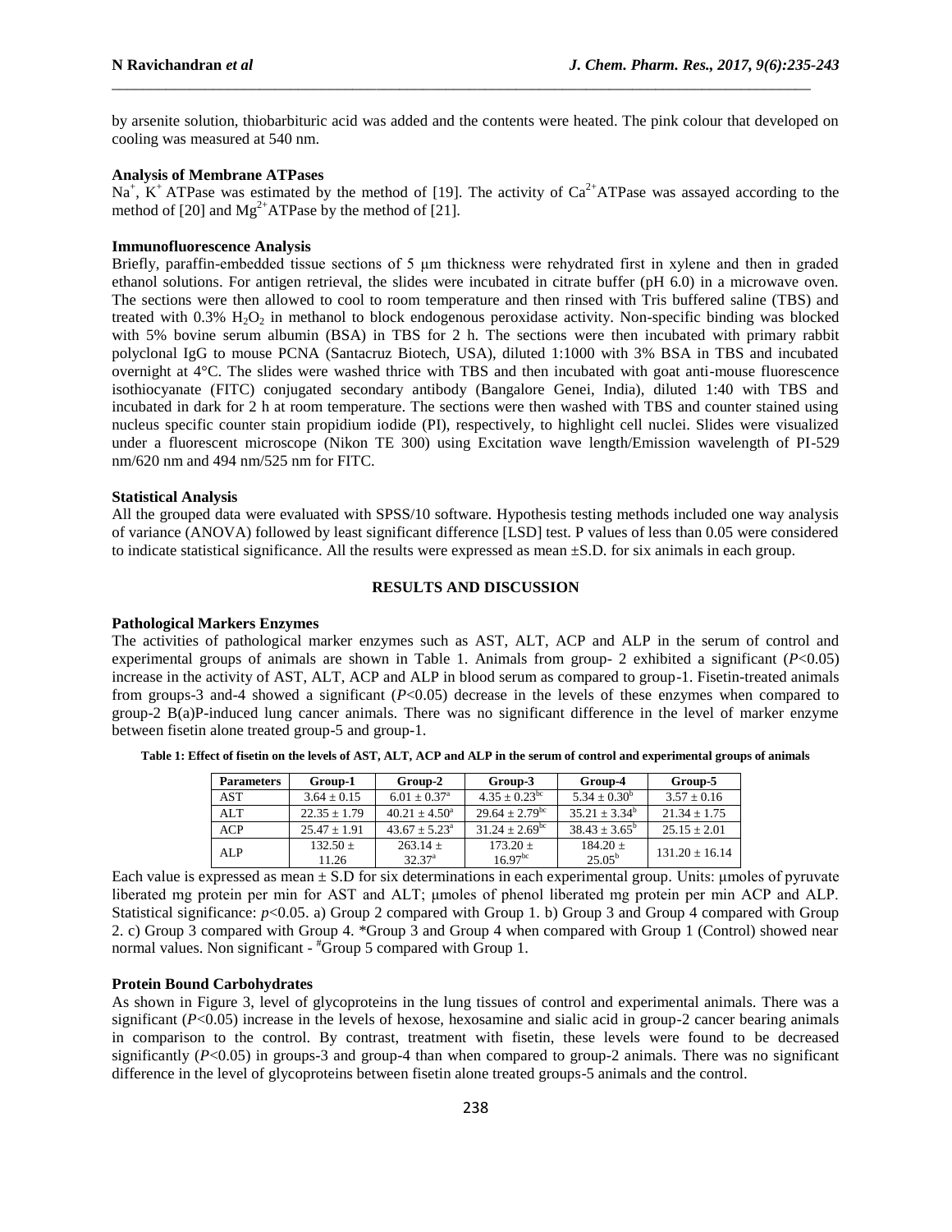by arsenite solution, thiobarbituric acid was added and the contents were heated. The pink colour that developed on cooling was measured at 540 nm.

**Analysis of Membrane ATPases**

$Na^+$, $K^+$ ATPase was estimated by the method of [19]. The activity of $Ca^{2+}$ATPase was assayed according to the method of [20] and $Mg^{2+}$ATPase by the method of [21].

**Immunofluorescence Analysis**

Briefly, paraffin-embedded tissue sections of 5 μm thickness were rehydrated first in xylene and then in graded ethanol solutions. For antigen retrieval, the slides were incubated in citrate buffer (pH 6.0) in a microwave oven. The sections were then allowed to cool to room temperature and then rinsed with Tris buffered saline (TBS) and treated with 0.3% $H_2O_2$ in methanol to block endogenous peroxidase activity. Non-specific binding was blocked with 5% bovine serum albumin (BSA) in TBS for 2 h. The sections were then incubated with primary rabbit polyclonal IgG to mouse PCNA (Santacruz Biotech, USA), diluted 1:1000 with 3% BSA in TBS and incubated overnight at 4°C. The slides were washed thrice with TBS and then incubated with goat anti-mouse fluorescence isothiocyanate (FITC) conjugated secondary antibody (Bangalore Genei, India), diluted 1:40 with TBS and incubated in dark for 2 h at room temperature. The sections were then washed with TBS and counter stained using nucleus specific counter stain propidium iodide (PI), respectively, to highlight cell nuclei. Slides were visualized under a fluorescent microscope (Nikon TE 300) using Excitation wave length/Emission wavelength of PI-529 nm/620 nm and 494 nm/525 nm for FITC.

**Statistical Analysis**

All the grouped data were evaluated with SPSS/10 software. Hypothesis testing methods included one way analysis of variance (ANOVA) followed by least significant difference [LSD] test. P values of less than 0.05 were considered to indicate statistical significance. All the results were expressed as mean ±S.D. for six animals in each group.

## RESULTS AND DISCUSSION

**Pathological Markers Enzymes**

The activities of pathological marker enzymes such as AST, ALT, ACP and ALP in the serum of control and experimental groups of animals are shown in Table 1. Animals from group- 2 exhibited a significant ($P<0.05$) increase in the activity of AST, ALT, ACP and ALP in blood serum as compared to group-1. Fisetin-treated animals from groups-3 and-4 showed a significant ($P<0.05$) decrease in the levels of these enzymes when compared to group-2 B(a)P-induced lung cancer animals. There was no significant difference in the level of marker enzyme between fisetin alone treated group-5 and group-1.

**Table 1: Effect of fisetin on the levels of AST, ALT, ACP and ALP in the serum of control and experimental groups of animals**

| Parameters | Group-1 | Group-2 | Group-3 | Group-4 | Group-5 |
|---|---|---|---|---|---|
| AST | 3.64 ± 0.15 | 6.01 ± 0.37[a] | 4.35 ± 0.23[bc] | 5.34 ± 0.30[b] | 3.57 ± 0.16 |
| ALT | 22.35 ± 1.79 | 40.21 ± 4.50[a] | 29.64 ± 2.79[bc] | 35.21 ± 3.34[b] | 21.34 ± 1.75 |
| ACP | 25.47 ± 1.91 | 43.67 ± 5.23[a] | 31.24 ± 2.69[bc] | 38.43 ± 3.65[b] | 25.15 ± 2.01 |
| ALP | 132.50 ± 11.26 | 263.14 ± 32.37[a] | 173.20 ± 16.97[bc] | 184.20 ± 25.05[b] | 131.20 ± 16.14 |

Each value is expressed as mean ± S.D for six determinations in each experimental group. Units: μmoles of pyruvate liberated mg protein per min for AST and ALT; μmoles of phenol liberated mg protein per min ACP and ALP. Statistical significance: $p<0.05$. a) Group 2 compared with Group 1. b) Group 3 and Group 4 compared with Group 2. c) Group 3 compared with Group 4. *Group 3 and Group 4 when compared with Group 1 (Control) showed near normal values. Non significant - #Group 5 compared with Group 1.

**Protein Bound Carbohydrates**

As shown in Figure 3, level of glycoproteins in the lung tissues of control and experimental animals. There was a significant ($P<0.05$) increase in the levels of hexose, hexosamine and sialic acid in group-2 cancer bearing animals in comparison to the control. By contrast, treatment with fisetin, these levels were found to be decreased significantly ($P<0.05$) in groups-3 and group-4 than when compared to group-2 animals. There was no significant difference in the level of glycoproteins between fisetin alone treated groups-5 animals and the control.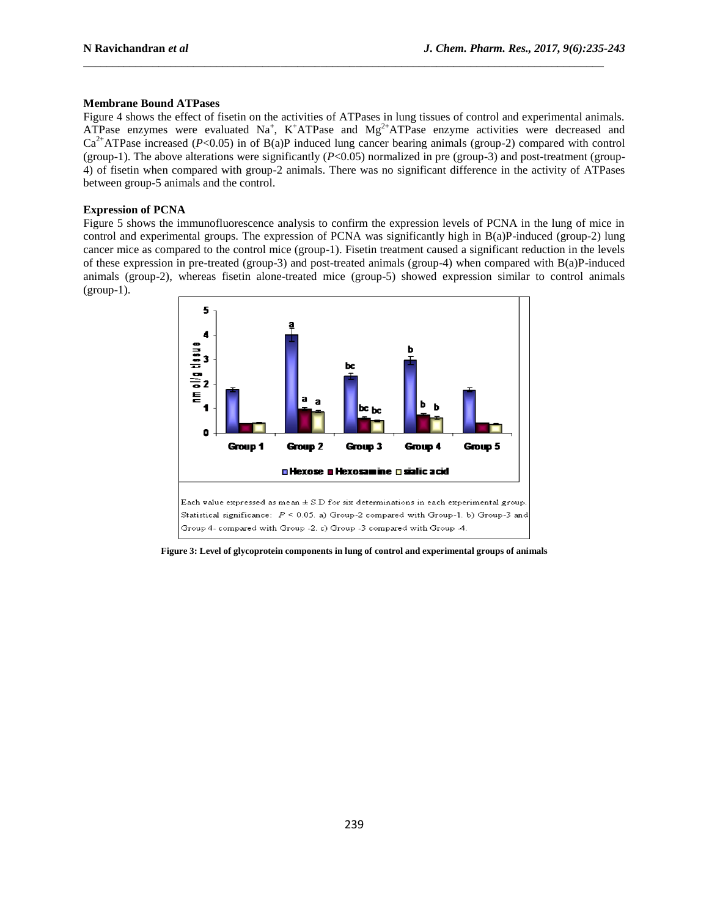### Membrane Bound ATPases

Figure 4 shows the effect of fisetin on the activities of ATPases in lung tissues of control and experimental animals. ATPase enzymes were evaluated $Na^{+}$, $K^{+}$ATPase and $Mg^{2+}$ATPase enzyme activities were decreased and $Ca^{2+}$ATPase increased ($P$<0.05) in of B(a)P induced lung cancer bearing animals (group-2) compared with control (group-1). The above alterations were significantly ($P$<0.05) normalized in pre (group-3) and post-treatment (group-4) of fisetin when compared with group-2 animals. There was no significant difference in the activity of ATPases between group-5 animals and the control.

### Expression of PCNA

Figure 5 shows the immunofluorescence analysis to confirm the expression levels of PCNA in the lung of mice in control and experimental groups. The expression of PCNA was significantly high in B(a)P-induced (group-2) lung cancer mice as compared to the control mice (group-1). Fisetin treatment caused a significant reduction in the levels of these expression in pre-treated (group-3) and post-treated animals (group-4) when compared with B(a)P-induced animals (group-2), whereas fisetin alone-treated mice (group-5) showed expression similar to control animals (group-1).

Each value expressed as mean ± S.D for six determinations in each experimental group. Statistical significance: $P$ < 0.05. a) Group-2 compared with Group-1. b) Group-3 and Group 4- compared with Group -2. c) Group -3 compared with Group -4.

**Figure 3: Level of glycoprotein components in lung of control and experimental groups of animals**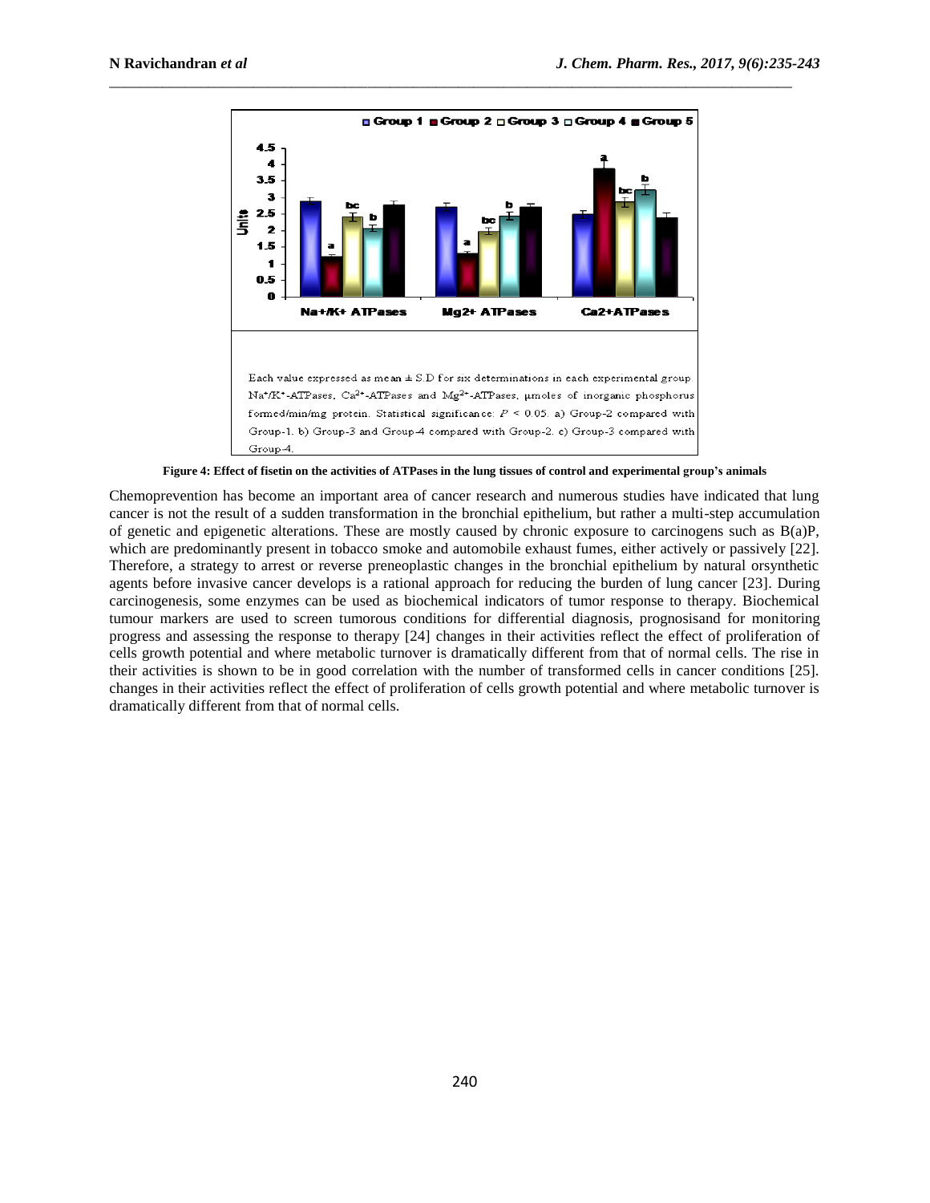Each value expressed as mean ± S.D for six determinations in each experimental group. $Na^+/K^+$-ATPases, $Ca^{2+}$-ATPases and $Mg^{2+}$-ATPases, μmoles of inorganic phosphorus formed/min/mg protein. Statistical significance: $P < 0.05$. a) Group-2 compared with Group-1. b) Group-3 and Group-4 compared with Group-2. c) Group-3 compared with Group-4.

**Figure 4: Effect of fisetin on the activities of ATPases in the lung tissues of control and experimental group's animals**

Chemoprevention has become an important area of cancer research and numerous studies have indicated that lung cancer is not the result of a sudden transformation in the bronchial epithelium, but rather a multi-step accumulation of genetic and epigenetic alterations. These are mostly caused by chronic exposure to carcinogens such as B(a)P, which are predominantly present in tobacco smoke and automobile exhaust fumes, either actively or passively [22]. Therefore, a strategy to arrest or reverse preneoplastic changes in the bronchial epithelium by natural orsynthetic agents before invasive cancer develops is a rational approach for reducing the burden of lung cancer [23]. During carcinogenesis, some enzymes can be used as biochemical indicators of tumor response to therapy. Biochemical tumour markers are used to screen tumorous conditions for differential diagnosis, prognosisand for monitoring progress and assessing the response to therapy [24] changes in their activities reflect the effect of proliferation of cells growth potential and where metabolic turnover is dramatically different from that of normal cells. The rise in their activities is shown to be in good correlation with the number of transformed cells in cancer conditions [25]. changes in their activities reflect the effect of proliferation of cells growth potential and where metabolic turnover is dramatically different from that of normal cells.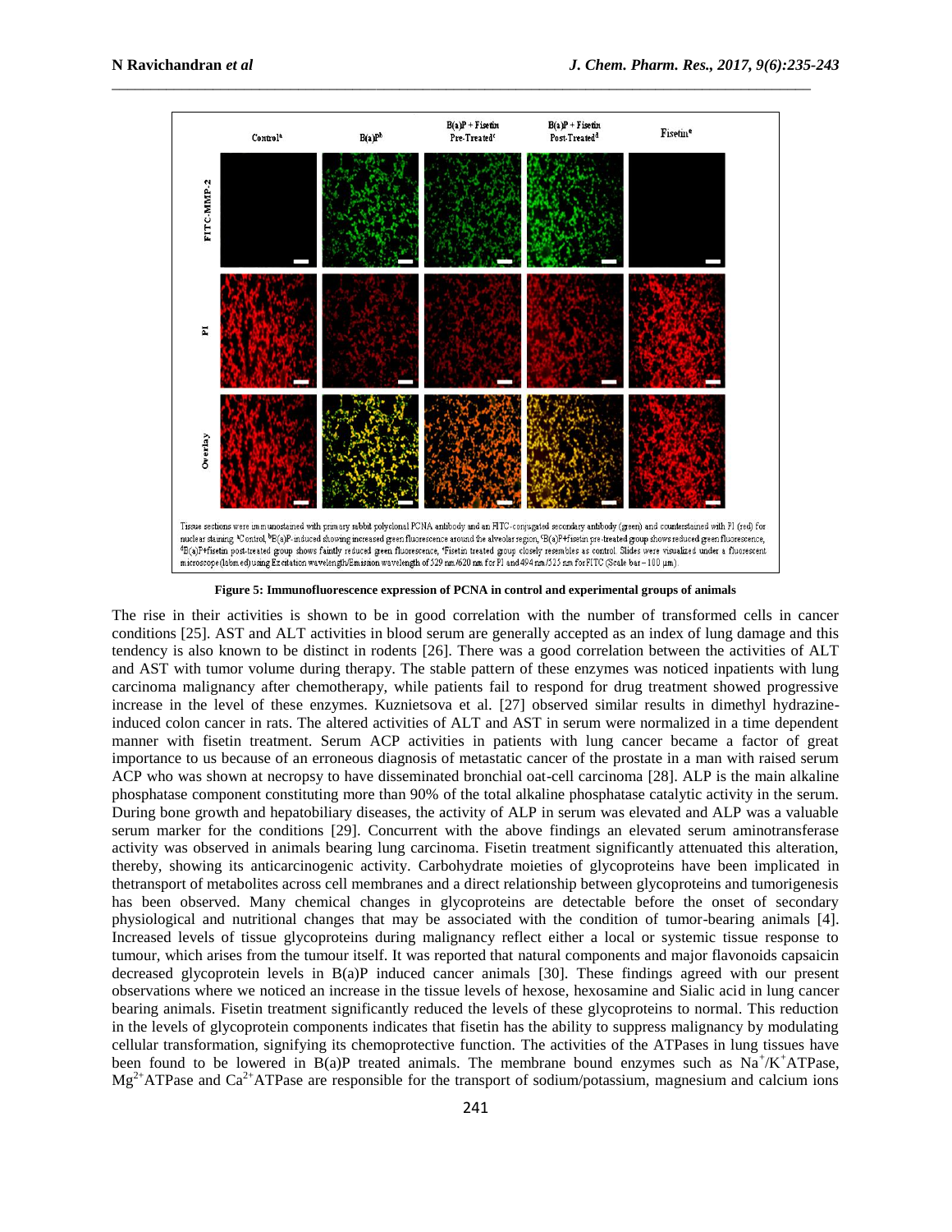Tissue sections were immunostained with primary rabbit polyclonal PCNA antibody and an FITC-conjugated secondary antibody (green) and counterstained with PI (red) for nuclear staining. [a]Control, [b]B(a)P-induced showing increased green fluorescence around the alveolar region, [c]B(a)P+fisetin pre-treated group shows reduced green fluorescence, [d]B(a)P+fisetin post-treated group shows faintly reduced green fluorescence, [e]Fisetin treated group closely resembles as control. Slides were visualized under a fluorescent microscope (labmed) using Excitation wavelength/Emission wavelength of 529 nm/620 nm for PI and 494 nm/525 nm for FITC (Scale bar – 100 µm).

**Figure 5: Immunofluorescence expression of PCNA in control and experimental groups of animals**

The rise in their activities is shown to be in good correlation with the number of transformed cells in cancer conditions [25]. AST and ALT activities in blood serum are generally accepted as an index of lung damage and this tendency is also known to be distinct in rodents [26]. There was a good correlation between the activities of ALT and AST with tumor volume during therapy. The stable pattern of these enzymes was noticed inpatients with lung carcinoma malignancy after chemotherapy, while patients fail to respond for drug treatment showed progressive increase in the level of these enzymes. Kuznietsova et al. [27] observed similar results in dimethyl hydrazine-induced colon cancer in rats. The altered activities of ALT and AST in serum were normalized in a time dependent manner with fisetin treatment. Serum ACP activities in patients with lung cancer became a factor of great importance to us because of an erroneous diagnosis of metastatic cancer of the prostate in a man with raised serum ACP who was shown at necropsy to have disseminated bronchial oat-cell carcinoma [28]. ALP is the main alkaline phosphatase component constituting more than 90% of the total alkaline phosphatase catalytic activity in the serum. During bone growth and hepatobiliary diseases, the activity of ALP in serum was elevated and ALP was a valuable serum marker for the conditions [29]. Concurrent with the above findings an elevated serum aminotransferase activity was observed in animals bearing lung carcinoma. Fisetin treatment significantly attenuated this alteration, thereby, showing its anticarcinogenic activity. Carbohydrate moieties of glycoproteins have been implicated in thetransport of metabolites across cell membranes and a direct relationship between glycoproteins and tumorigenesis has been observed. Many chemical changes in glycoproteins are detectable before the onset of secondary physiological and nutritional changes that may be associated with the condition of tumor-bearing animals [4]. Increased levels of tissue glycoproteins during malignancy reflect either a local or systemic tissue response to tumour, which arises from the tumour itself. It was reported that natural components and major flavonoids capsaicin decreased glycoprotein levels in B(a)P induced cancer animals [30]. These findings agreed with our present observations where we noticed an increase in the tissue levels of hexose, hexosamine and Sialic acid in lung cancer bearing animals. Fisetin treatment significantly reduced the levels of these glycoproteins to normal. This reduction in the levels of glycoprotein components indicates that fisetin has the ability to suppress malignancy by modulating cellular transformation, signifying its chemoprotective function. The activities of the ATPases in lung tissues have been found to be lowered in B(a)P treated animals. The membrane bound enzymes such as $Na^{+}/K^{+}$ATPase, $Mg^{2+}$ATPase and $Ca^{2+}$ATPase are responsible for the transport of sodium/potassium, magnesium and calcium ions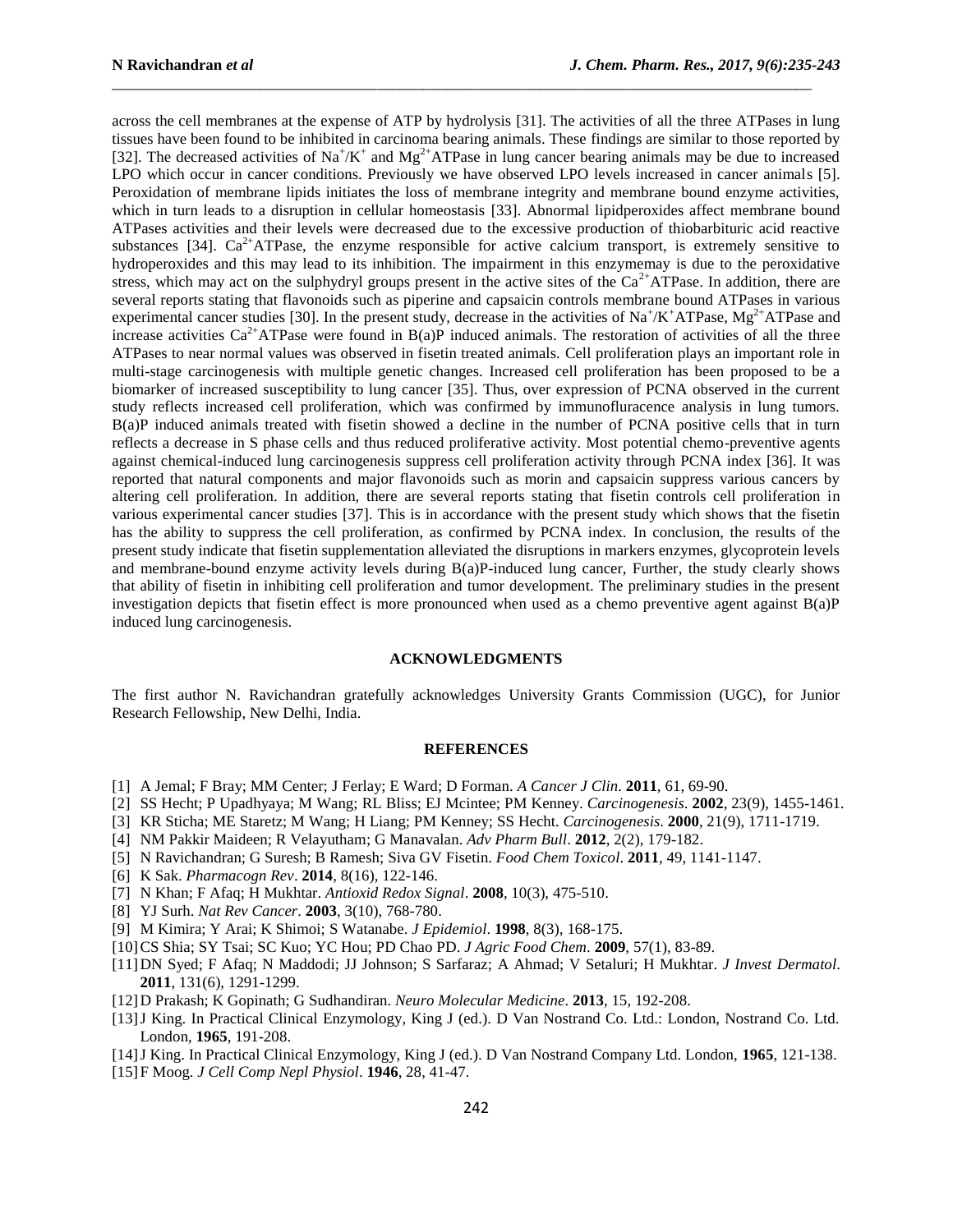across the cell membranes at the expense of ATP by hydrolysis [31]. The activities of all the three ATPases in lung tissues have been found to be inhibited in carcinoma bearing animals. These findings are similar to those reported by [32]. The decreased activities of $Na^+/K^+$ and $Mg^{2+}$ATPase in lung cancer bearing animals may be due to increased LPO which occur in cancer conditions. Previously we have observed LPO levels increased in cancer animals [5]. Peroxidation of membrane lipids initiates the loss of membrane integrity and membrane bound enzyme activities, which in turn leads to a disruption in cellular homeostasis [33]. Abnormal lipidperoxides affect membrane bound ATPases activities and their levels were decreased due to the excessive production of thiobarbituric acid reactive substances [34]. $Ca^{2+}$ATPase, the enzyme responsible for active calcium transport, is extremely sensitive to hydroperoxides and this may lead to its inhibition. The impairment in this enzymemay is due to the peroxidative stress, which may act on the sulphydryl groups present in the active sites of the $Ca^{2+}$ATPase. In addition, there are several reports stating that flavonoids such as piperine and capsaicin controls membrane bound ATPases in various experimental cancer studies [30]. In the present study, decrease in the activities of $Na^+/K^+$ATPase, $Mg^{2+}$ATPase and increase activities $Ca^{2+}$ATPase were found in B(a)P induced animals. The restoration of activities of all the three ATPases to near normal values was observed in fisetin treated animals. Cell proliferation plays an important role in multi-stage carcinogenesis with multiple genetic changes. Increased cell proliferation has been proposed to be a biomarker of increased susceptibility to lung cancer [35]. Thus, over expression of PCNA observed in the current study reflects increased cell proliferation, which was confirmed by immunofluracence analysis in lung tumors. B(a)P induced animals treated with fisetin showed a decline in the number of PCNA positive cells that in turn reflects a decrease in S phase cells and thus reduced proliferative activity. Most potential chemo-preventive agents against chemical-induced lung carcinogenesis suppress cell proliferation activity through PCNA index [36]. It was reported that natural components and major flavonoids such as morin and capsaicin suppress various cancers by altering cell proliferation. In addition, there are several reports stating that fisetin controls cell proliferation in various experimental cancer studies [37]. This is in accordance with the present study which shows that the fisetin has the ability to suppress the cell proliferation, as confirmed by PCNA index. In conclusion, the results of the present study indicate that fisetin supplementation alleviated the disruptions in markers enzymes, glycoprotein levels and membrane-bound enzyme activity levels during B(a)P-induced lung cancer, Further, the study clearly shows that ability of fisetin in inhibiting cell proliferation and tumor development. The preliminary studies in the present investigation depicts that fisetin effect is more pronounced when used as a chemo preventive agent against B(a)P induced lung carcinogenesis.

## ACKNOWLEDGMENTS

The first author N. Ravichandran gratefully acknowledges University Grants Commission (UGC), for Junior Research Fellowship, New Delhi, India.

## REFERENCES

[1] A Jemal; F Bray; MM Center; J Ferlay; E Ward; D Forman. *A Cancer J Clin*. **2011**, 61, 69-90.

[2] SS Hecht; P Upadhyaya; M Wang; RL Bliss; EJ Mcintee; PM Kenney. *Carcinogenesis*. **2002**, 23(9), 1455-1461.

[3] KR Sticha; ME Staretz; M Wang; H Liang; PM Kenney; SS Hecht. *Carcinogenesis*. **2000**, 21(9), 1711-1719.

[4] NM Pakkir Maideen; R Velayutham; G Manavalan. *Adv Pharm Bull*. **2012**, 2(2), 179-182.

[5] N Ravichandran; G Suresh; B Ramesh; Siva GV Fisetin. *Food Chem Toxicol*. **2011**, 49, 1141-1147.

[6] K Sak. *Pharmacogn Rev*. **2014**, 8(16), 122-146.

[7] N Khan; F Afaq; H Mukhtar. *Antioxid Redox Signal*. **2008**, 10(3), 475-510.

[8] YJ Surh. *Nat Rev Cancer*. **2003**, 3(10), 768-780.

[9] M Kimira; Y Arai; K Shimoi; S Watanabe. *J Epidemiol*. **1998**, 8(3), 168-175.

[10] CS Shia; SY Tsai; SC Kuo; YC Hou; PD Chao PD. *J Agric Food Chem*. **2009**, 57(1), 83-89.

[11] DN Syed; F Afaq; N Maddodi; JJ Johnson; S Sarfaraz; A Ahmad; V Setaluri; H Mukhtar. *J Invest Dermatol*. **2011**, 131(6), 1291-1299.

[12] D Prakash; K Gopinath; G Sudhandiran. *Neuro Molecular Medicine*. **2013**, 15, 192-208.

[13] J King. In Practical Clinical Enzymology, King J (ed.). D Van Nostrand Co. Ltd.: London, Nostrand Co. Ltd. London, **1965**, 191-208.

[14] J King. In Practical Clinical Enzymology, King J (ed.). D Van Nostrand Company Ltd. London, **1965**, 121-138.

[15] F Moog. *J Cell Comp Nepl Physiol*. **1946**, 28, 41-47.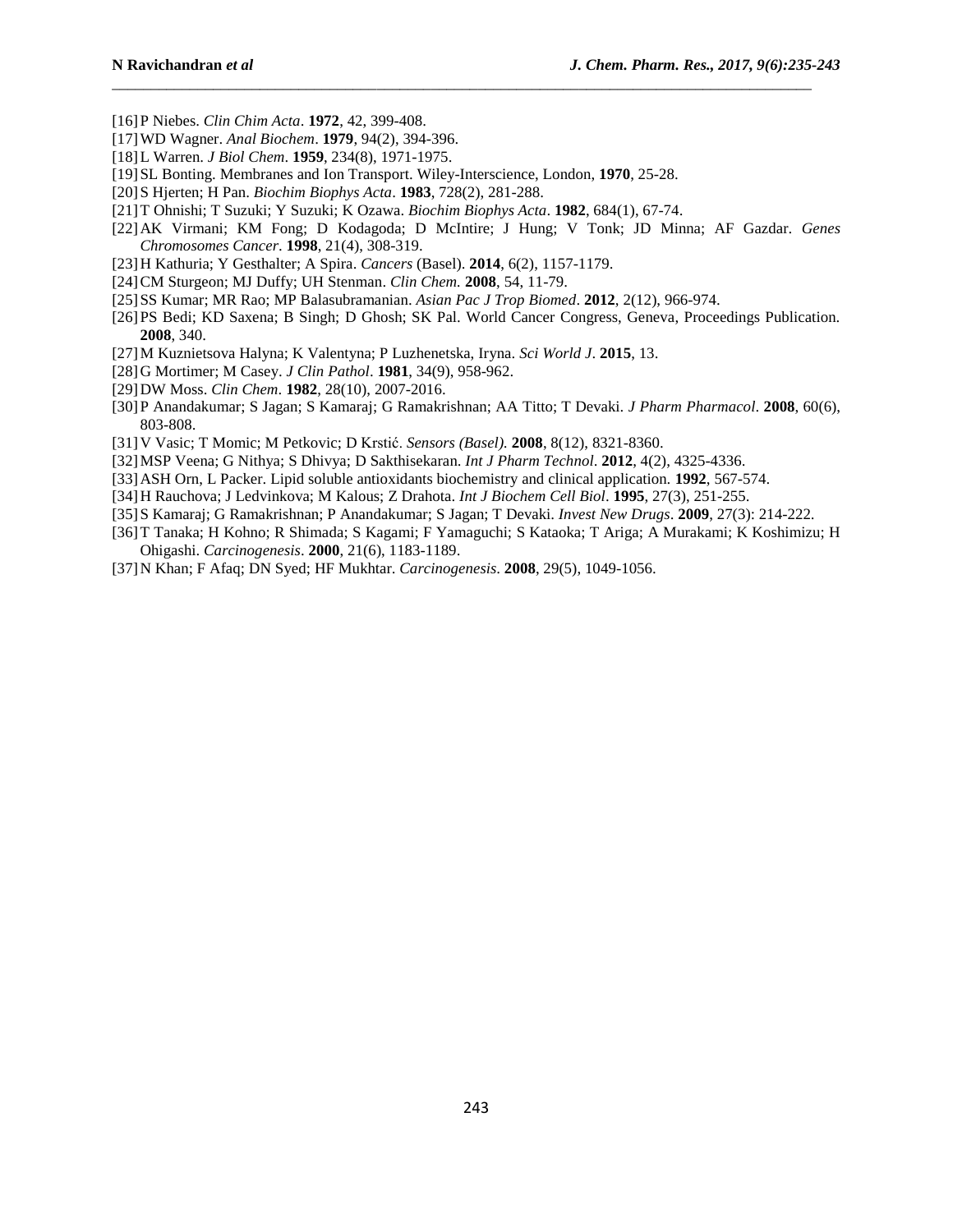[16] P Niebes. *Clin Chim Acta*. **1972**, 42, 399-408.

[17] WD Wagner. *Anal Biochem*. **1979**, 94(2), 394-396.

[18] L Warren. *J Biol Chem*. **1959**, 234(8), 1971-1975.

[19] SL Bonting. Membranes and Ion Transport. Wiley-Interscience, London, **1970**, 25-28.

[20] S Hjerten; H Pan. *Biochim Biophys Acta*. **1983**, 728(2), 281-288.

[21] T Ohnishi; T Suzuki; Y Suzuki; K Ozawa. *Biochim Biophys Acta*. **1982**, 684(1), 67-74.

[22] AK Virmani; KM Fong; D Kodagoda; D McIntire; J Hung; V Tonk; JD Minna; AF Gazdar. *Genes Chromosomes Cancer*. **1998**, 21(4), 308-319.

[23] H Kathuria; Y Gesthalter; A Spira. *Cancers* (Basel). **2014**, 6(2), 1157-1179.

[24] CM Sturgeon; MJ Duffy; UH Stenman. *Clin Chem.* **2008**, 54, 11-79.

[25] SS Kumar; MR Rao; MP Balasubramanian. *Asian Pac J Trop Biomed*. **2012**, 2(12), 966-974.

[26] PS Bedi; KD Saxena; B Singh; D Ghosh; SK Pal. World Cancer Congress, Geneva, Proceedings Publication. **2008**, 340.

[27] M Kuznietsova Halyna; K Valentyna; P Luzhenetska, Iryna. *Sci World J*. **2015**, 13.

[28] G Mortimer; M Casey. *J Clin Pathol*. **1981**, 34(9), 958-962.

[29] DW Moss. *Clin Chem*. **1982**, 28(10), 2007-2016.

[30] P Anandakumar; S Jagan; S Kamaraj; G Ramakrishnan; AA Titto; T Devaki. *J Pharm Pharmacol*. **2008**, 60(6), 803-808.

[31] V Vasic; T Momic; M Petkovic; D Krstić. *Sensors (Basel).* **2008**, 8(12), 8321-8360.

[32] MSP Veena; G Nithya; S Dhivya; D Sakthisekaran. *Int J Pharm Technol*. **2012**, 4(2), 4325-4336.

[33] ASH Orn, L Packer. Lipid soluble antioxidants biochemistry and clinical application. **1992**, 567-574.

[34] H Rauchova; J Ledvinkova; M Kalous; Z Drahota. *Int J Biochem Cell Biol*. **1995**, 27(3), 251-255.

[35] S Kamaraj; G Ramakrishnan; P Anandakumar; S Jagan; T Devaki. *Invest New Drugs*. **2009**, 27(3): 214-222.

[36] T Tanaka; H Kohno; R Shimada; S Kagami; F Yamaguchi; S Kataoka; T Ariga; A Murakami; K Koshimizu; H Ohigashi. *Carcinogenesis*. **2000**, 21(6), 1183-1189.

[37] N Khan; F Afaq; DN Syed; HF Mukhtar. *Carcinogenesis*. **2008**, 29(5), 1049-1056.